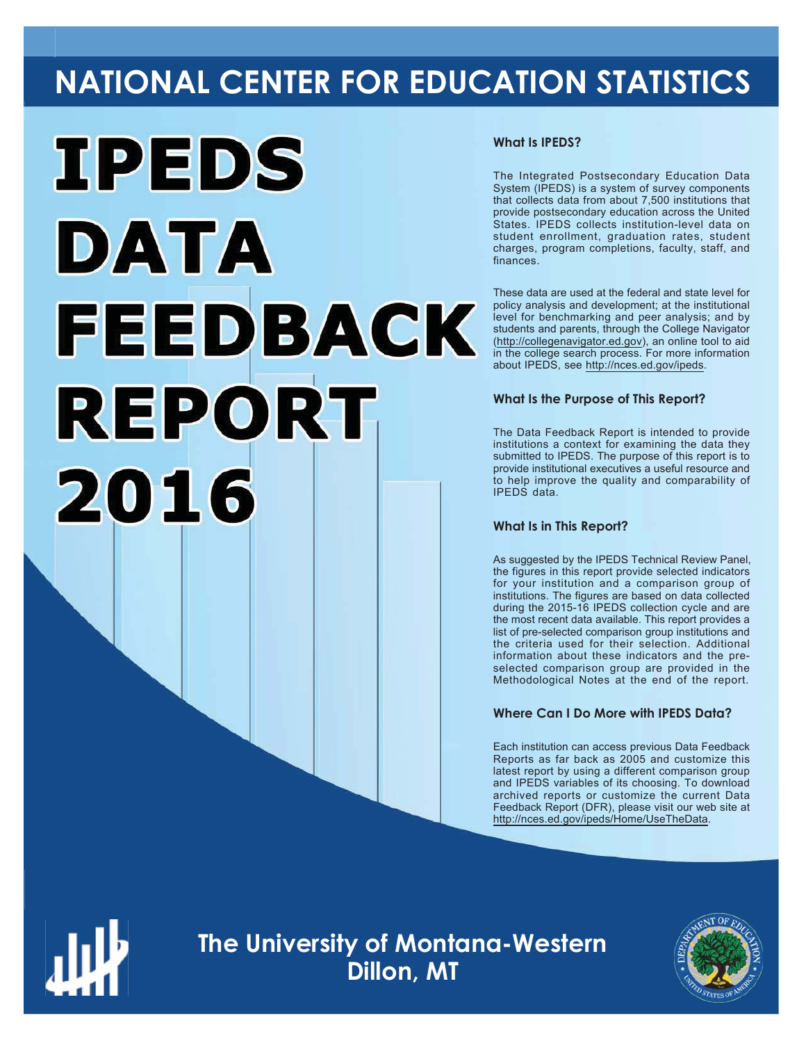# NATIONAL CENTER FOR EDUCATION STATISTICS

# IPEDS DATA FEEDBACK REPORT 2016

### What Is IPEDS?

The Integrated Postsecondary Education Data System (IPEDS) is a system of survey components that collects data from about 7,500 institutions that provide postsecondary education across the United States. IPEDS collects institution-level data on student enrollment, graduation rates, student charges, program completions, faculty, staff, and finances.

These data are used at the federal and state level for policy analysis and development; at the institutional level for benchmarking and peer analysis; and by students and parents, through the College Navigator (http://collegenavigator.ed.gov), an online tool to aid in the college search process. For more information about IPEDS, see http://nces.ed.gov/ipeds.

### What Is the Purpose of This Report?

The Data Feedback Report is intended to provide institutions a context for examining the data they submitted to IPEDS. The purpose of this report is to provide institutional executives a useful resource and to help improve the quality and comparability of IPEDS data.

### What Is in This Report?

As suggested by the IPEDS Technical Review Panel, the figures in this report provide selected indicators for your institution and a comparison group of institutions. The figures are based on data collected during the 2015-16 IPEDS collection cycle and are the most recent data available. This report provides a list of pre-selected comparison group institutions and the criteria used for their selection. Additional information about these indicators and the pre-selected comparison group are provided in the Methodological Notes at the end of the report.

### Where Can I Do More with IPEDS Data?

Each institution can access previous Data Feedback Reports as far back as 2005 and customize this latest report by using a different comparison group and IPEDS variables of its choosing. To download archived reports or customize the current Data Feedback Report (DFR), please visit our web site at http://nces.ed.gov/ipeds/Home/UseTheData.

## The University of Montana-Western
## Dillon, MT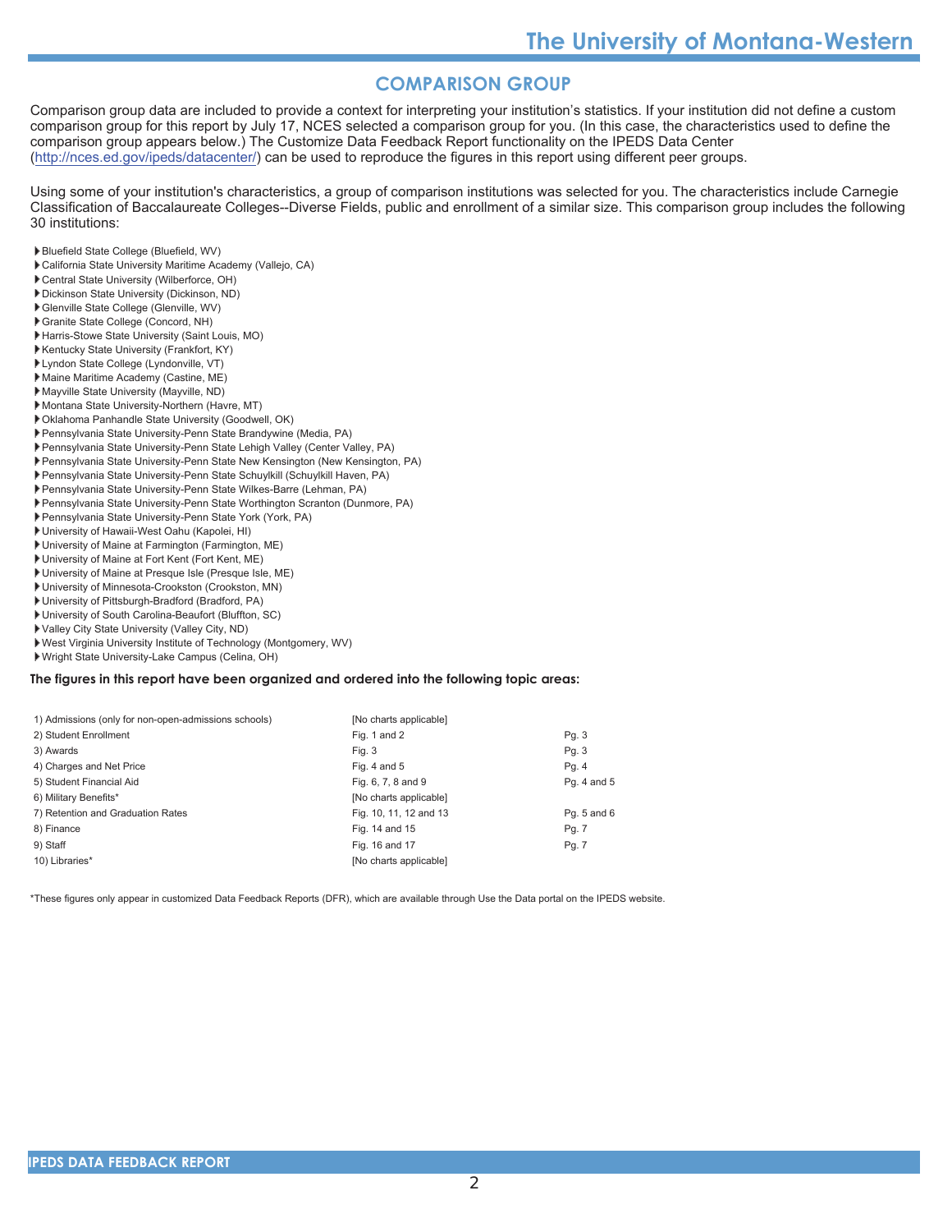## COMPARISON GROUP

Comparison group data are included to provide a context for interpreting your institution's statistics. If your institution did not define a custom comparison group for this report by July 17, NCES selected a comparison group for you. (In this case, the characteristics used to define the comparison group appears below.) The Customize Data Feedback Report functionality on the IPEDS Data Center (http://nces.ed.gov/ipeds/datacenter/) can be used to reproduce the figures in this report using different peer groups.

Using some of your institution's characteristics, a group of comparison institutions was selected for you. The characteristics include Carnegie Classification of Baccalaureate Colleges--Diverse Fields, public and enrollment of a similar size. This comparison group includes the following 30 institutions:

- Bluefield State College (Bluefield, WV)
- California State University Maritime Academy (Vallejo, CA)
- Central State University (Wilberforce, OH)
- Dickinson State University (Dickinson, ND)
- Glenville State College (Glenville, WV)
- Granite State College (Concord, NH)
- Harris-Stowe State University (Saint Louis, MO)
- Kentucky State University (Frankfort, KY)
- Lyndon State College (Lyndonville, VT)
- Maine Maritime Academy (Castine, ME)
- Mayville State University (Mayville, ND)
- Montana State University-Northern (Havre, MT)
- Oklahoma Panhandle State University (Goodwell, OK)
- Pennsylvania State University-Penn State Brandywine (Media, PA)
- Pennsylvania State University-Penn State Lehigh Valley (Center Valley, PA)
- Pennsylvania State University-Penn State New Kensington (New Kensington, PA)
- Pennsylvania State University-Penn State Schuylkill (Schuylkill Haven, PA)
- Pennsylvania State University-Penn State Wilkes-Barre (Lehman, PA)
- Pennsylvania State University-Penn State Worthington Scranton (Dunmore, PA)
- Pennsylvania State University-Penn State York (York, PA)
- University of Hawaii-West Oahu (Kapolei, HI)
- University of Maine at Farmington (Farmington, ME)
- University of Maine at Fort Kent (Fort Kent, ME)
- University of Maine at Presque Isle (Presque Isle, ME)
- University of Minnesota-Crookston (Crookston, MN)
- University of Pittsburgh-Bradford (Bradford, PA)
- University of South Carolina-Beaufort (Bluffton, SC)
- Valley City State University (Valley City, ND)
- West Virginia University Institute of Technology (Montgomery, WV)
- Wright State University-Lake Campus (Celina, OH)

**The figures in this report have been organized and ordered into the following topic areas:**

| Topic | Figures | Pages |
|---|---|---|
| 1) Admissions (only for non-open-admissions schools) | [No charts applicable] | |
| 2) Student Enrollment | Fig. 1 and 2 | Pg. 3 |
| 3) Awards | Fig. 3 | Pg. 3 |
| 4) Charges and Net Price | Fig. 4 and 5 | Pg. 4 |
| 5) Student Financial Aid | Fig. 6, 7, 8 and 9 | Pg. 4 and 5 |
| 6) Military Benefits* | [No charts applicable] | |
| 7) Retention and Graduation Rates | Fig. 10, 11, 12 and 13 | Pg. 5 and 6 |
| 8) Finance | Fig. 14 and 15 | Pg. 7 |
| 9) Staff | Fig. 16 and 17 | Pg. 7 |
| 10) Libraries* | [No charts applicable] | |

*These figures only appear in customized Data Feedback Reports (DFR), which are available through Use the Data portal on the IPEDS website.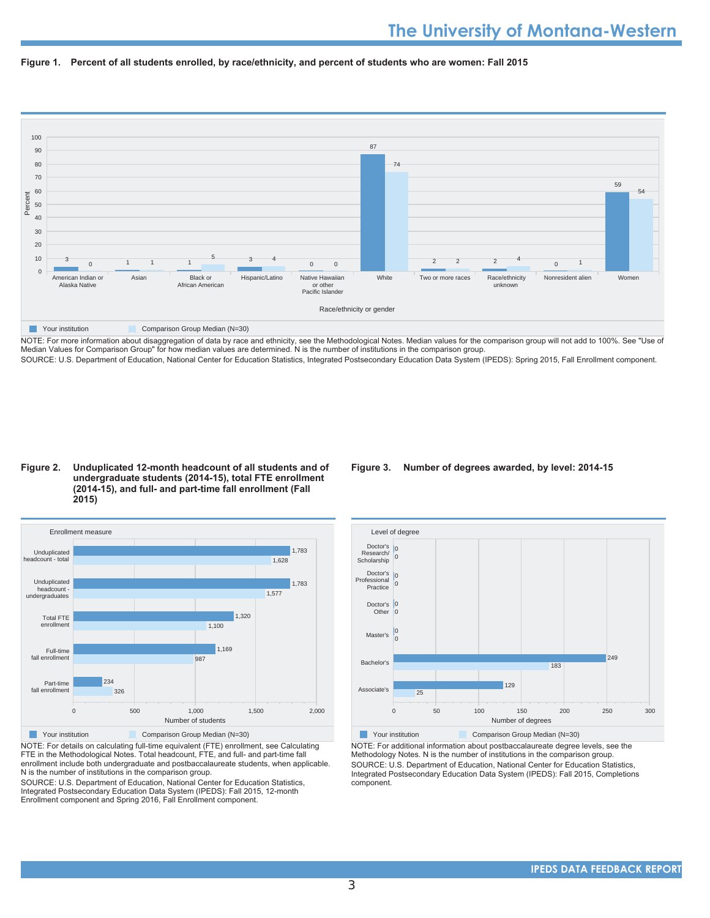# The University of Montana-Western

**Figure 1. Percent of all students enrolled, by race/ethnicity, and percent of students who are women: Fall 2015**

| Race/ethnicity or gender | Your institution | Comparison Group Median (N=30) |
|---|---|---|
| American Indian or Alaska Native | 3 | 0 |
| Asian | 1 | 1 |
| Black or African American | 1 | 5 |
| Hispanic/Latino | 3 | 4 |
| Native Hawaiian or other Pacific Islander | 0 | 0 |
| White | 87 | 74 |
| Two or more races | 2 | 2 |
| Race/ethnicity unknown | 2 | 4 |
| Nonresident alien | 0 | 1 |
| Women | 59 | 54 |

NOTE: For more information about disaggregation of data by race and ethnicity, see the Methodological Notes. Median values for the comparison group will not add to 100%. See "Use of Median Values for Comparison Group" for how median values are determined. N is the number of institutions in the comparison group.
SOURCE: U.S. Department of Education, National Center for Education Statistics, Integrated Postsecondary Education Data System (IPEDS): Spring 2015, Fall Enrollment component.

**Figure 2. Unduplicated 12-month headcount of all students and of undergraduate students (2014-15), total FTE enrollment (2014-15), and full- and part-time fall enrollment (Fall 2015)**

| Enrollment measure | Your institution | Comparison Group Median (N=30) |
|---|---|---|
| Unduplicated headcount - total | 1,783 | 1,628 |
| Unduplicated headcount - undergraduates | 1,783 | 1,577 |
| Total FTE enrollment | 1,320 | 1,100 |
| Full-time fall enrollment | 1,169 | 987 |
| Part-time fall enrollment | 234 | 326 |

NOTE: For details on calculating full-time equivalent (FTE) enrollment, see Calculating FTE in the Methodological Notes. Total headcount, FTE, and full- and part-time fall enrollment include both undergraduate and postbaccalaureate students, when applicable. N is the number of institutions in the comparison group.
SOURCE: U.S. Department of Education, National Center for Education Statistics, Integrated Postsecondary Education Data System (IPEDS): Fall 2015, 12-month Enrollment component and Spring 2016, Fall Enrollment component.

**Figure 3. Number of degrees awarded, by level: 2014-15**

| Level of degree | Your institution | Comparison Group Median (N=30) |
|---|---|---|
| Doctor's Research/ Scholarship | 0 | 0 |
| Doctor's Professional Practice | 0 | 0 |
| Doctor's Other | 0 | 0 |
| Master's | 0 | 0 |
| Bachelor's | 249 | 183 |
| Associate's | 129 | 25 |

NOTE: For additional information about postbaccalaureate degree levels, see the Methodology Notes. N is the number of institutions in the comparison group.
SOURCE: U.S. Department of Education, National Center for Education Statistics, Integrated Postsecondary Education Data System (IPEDS): Fall 2015, Completions component.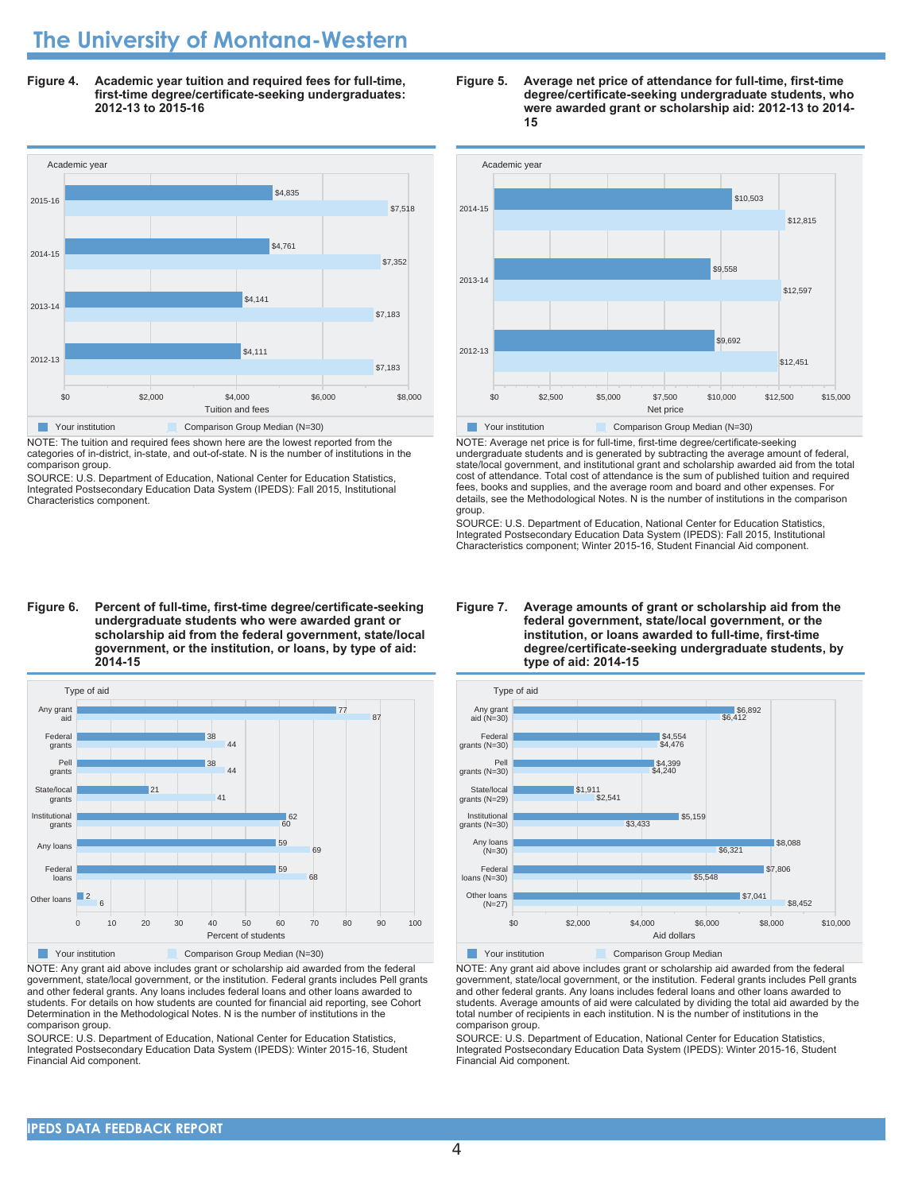# The University of Montana-Western

**Figure 4. Academic year tuition and required fees for full-time, first-time degree/certificate-seeking undergraduates: 2012-13 to 2015-16**

| Academic year | Your institution | Comparison Group Median (N=30) |
|---|---|---|
| 2015-16 | $4,835 | $7,518 |
| 2014-15 | $4,761 | $7,352 |
| 2013-14 | $4,141 | $7,183 |
| 2012-13 | $4,111 | $7,183 |

NOTE: The tuition and required fees shown here are the lowest reported from the categories of in-district, in-state, and out-of-state. N is the number of institutions in the comparison group.

SOURCE: U.S. Department of Education, National Center for Education Statistics, Integrated Postsecondary Education Data System (IPEDS): Fall 2015, Institutional Characteristics component.

**Figure 5. Average net price of attendance for full-time, first-time degree/certificate-seeking undergraduate students, who were awarded grant or scholarship aid: 2012-13 to 2014-15**

| Academic year | Your institution | Comparison Group Median (N=30) |
|---|---|---|
| 2014-15 | $10,503 | $12,815 |
| 2013-14 | $9,558 | $12,597 |
| 2012-13 | $9,692 | $12,451 |

NOTE: Average net price is for full-time, first-time degree/certificate-seeking undergraduate students and is generated by subtracting the average amount of federal, state/local government, and institutional grant and scholarship awarded aid from the total cost of attendance. Total cost of attendance is the sum of published tuition and required fees, books and supplies, and the average room and board and other expenses. For details, see the Methodological Notes. N is the number of institutions in the comparison group.

SOURCE: U.S. Department of Education, National Center for Education Statistics, Integrated Postsecondary Education Data System (IPEDS): Fall 2015, Institutional Characteristics component; Winter 2015-16, Student Financial Aid component.

**Figure 6. Percent of full-time, first-time degree/certificate-seeking undergraduate students who were awarded grant or scholarship aid from the federal government, state/local government, or the institution, or loans, by type of aid: 2014-15**

| Type of aid | Your institution | Comparison Group Median (N=30) |
|---|---|---|
| Any grant aid | 77 | 87 |
| Federal grants | 38 | 44 |
| Pell grants | 38 | 44 |
| State/local grants | 21 | 41 |
| Institutional grants | 62 | 60 |
| Any loans | 59 | 69 |
| Federal loans | 59 | 68 |
| Other loans | 2 | 6 |

NOTE: Any grant aid above includes grant or scholarship aid awarded from the federal government, state/local government, or the institution. Federal grants includes Pell grants and other federal grants. Any loans includes federal loans and other loans awarded to students. For details on how students are counted for financial aid reporting, see Cohort Determination in the Methodological Notes. N is the number of institutions in the comparison group.

SOURCE: U.S. Department of Education, National Center for Education Statistics, Integrated Postsecondary Education Data System (IPEDS): Winter 2015-16, Student Financial Aid component.

**Figure 7. Average amounts of grant or scholarship aid from the federal government, state/local government, or the institution, or loans awarded to full-time, first-time degree/certificate-seeking undergraduate students, by type of aid: 2014-15**

| Type of aid | Your institution | Comparison Group Median |
|---|---|---|
| Any grant aid (N=30) | $6,892 | $6,412 |
| Federal grants (N=30) | $4,554 | $4,476 |
| Pell grants (N=30) | $4,399 | $4,240 |
| State/local grants (N=29) | $1,911 | $2,541 |
| Institutional grants (N=30) | $5,159 | $3,433 |
| Any loans (N=30) | $8,088 | $6,321 |
| Federal loans (N=30) | $7,806 | $5,548 |
| Other loans (N=27) | $7,041 | $8,452 |

NOTE: Any grant aid above includes grant or scholarship aid awarded from the federal government, state/local government, or the institution. Federal grants includes Pell grants and other federal grants. Any loans includes federal loans and other loans awarded to students. Average amounts of aid were calculated by dividing the total aid awarded by the total number of recipients in each institution. N is the number of institutions in the comparison group.

SOURCE: U.S. Department of Education, National Center for Education Statistics, Integrated Postsecondary Education Data System (IPEDS): Winter 2015-16, Student Financial Aid component.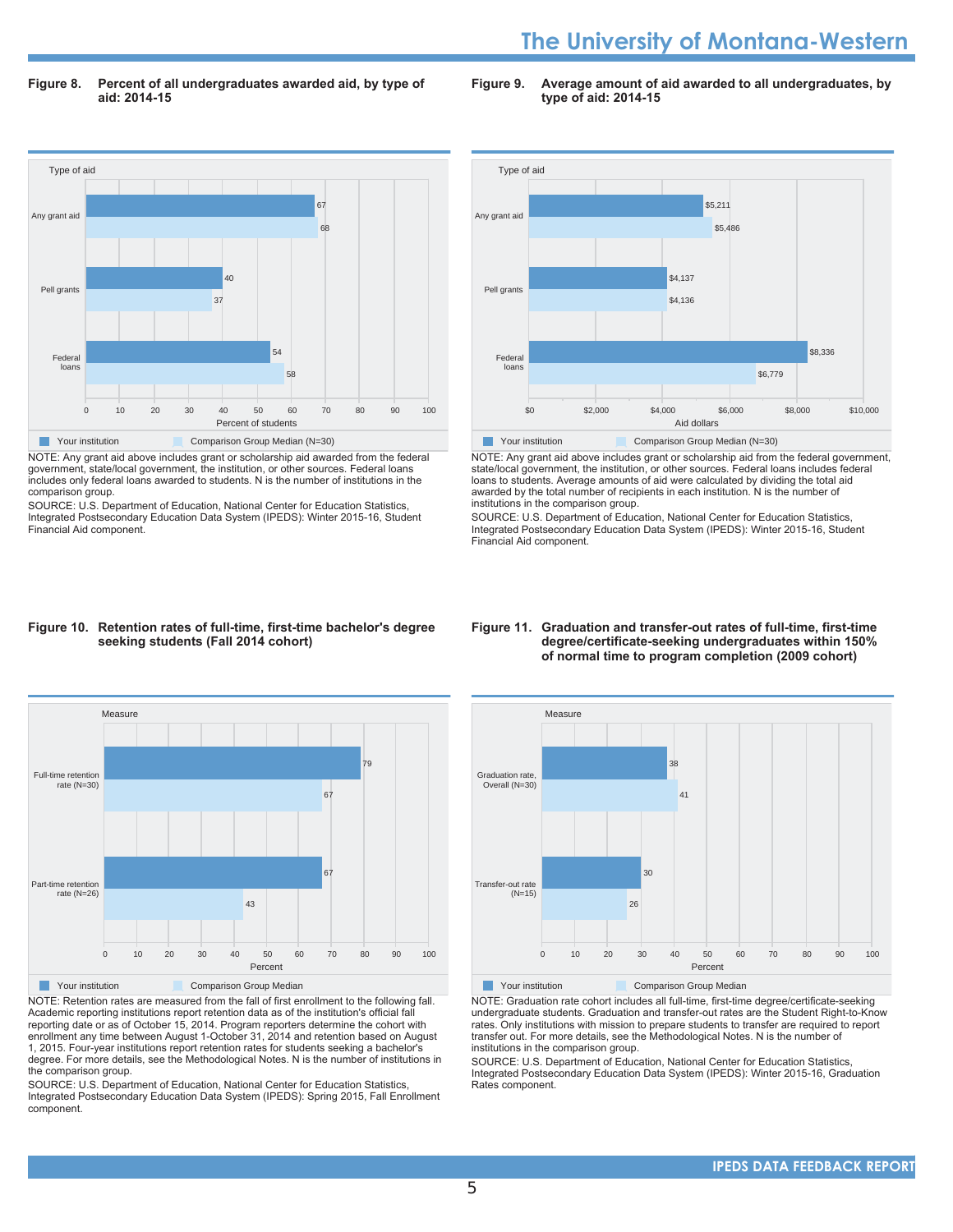**Figure 8. Percent of all undergraduates awarded aid, by type of aid: 2014-15**

| Type of aid | Your institution | Comparison Group Median (N=30) |
|---|---|---|
| Any grant aid | 67 | 68 |
| Pell grants | 40 | 37 |
| Federal loans | 54 | 58 |

NOTE: Any grant aid above includes grant or scholarship aid awarded from the federal government, state/local government, the institution, or other sources. Federal loans includes only federal loans awarded to students. N is the number of institutions in the comparison group.

SOURCE: U.S. Department of Education, National Center for Education Statistics, Integrated Postsecondary Education Data System (IPEDS): Winter 2015-16, Student Financial Aid component.

**Figure 9. Average amount of aid awarded to all undergraduates, by type of aid: 2014-15**

| Type of aid | Your institution | Comparison Group Median (N=30) |
|---|---|---|
| Any grant aid | $5,211 | $5,486 |
| Pell grants | $4,137 | $4,136 |
| Federal loans | $8,336 | $6,779 |

NOTE: Any grant aid above includes grant or scholarship aid from the federal government, state/local government, the institution, or other sources. Federal loans includes federal loans to students. Average amounts of aid were calculated by dividing the total aid awarded by the total number of recipients in each institution. N is the number of institutions in the comparison group.

SOURCE: U.S. Department of Education, National Center for Education Statistics, Integrated Postsecondary Education Data System (IPEDS): Winter 2015-16, Student Financial Aid component.

**Figure 10. Retention rates of full-time, first-time bachelor's degree seeking students (Fall 2014 cohort)**

| Measure | Your institution | Comparison Group Median |
|---|---|---|
| Full-time retention rate (N=30) | 79 | 67 |
| Part-time retention rate (N=26) | 67 | 43 |

NOTE: Retention rates are measured from the fall of first enrollment to the following fall. Academic reporting institutions report retention data as of the institution's official fall reporting date or as of October 15, 2014. Program reporters determine the cohort with enrollment any time between August 1-October 31, 2014 and retention based on August 1, 2015. Four-year institutions report retention rates for students seeking a bachelor's degree. For more details, see the Methodological Notes. N is the number of institutions in the comparison group.

SOURCE: U.S. Department of Education, National Center for Education Statistics, Integrated Postsecondary Education Data System (IPEDS): Spring 2015, Fall Enrollment component.

**Figure 11. Graduation and transfer-out rates of full-time, first-time degree/certificate-seeking undergraduates within 150% of normal time to program completion (2009 cohort)**

| Measure | Your institution | Comparison Group Median |
|---|---|---|
| Graduation rate, Overall (N=30) | 38 | 41 |
| Transfer-out rate (N=15) | 30 | 26 |

NOTE: Graduation rate cohort includes all full-time, first-time degree/certificate-seeking undergraduate students. Graduation and transfer-out rates are the Student Right-to-Know rates. Only institutions with mission to prepare students to transfer are required to report transfer out. For more details, see the Methodological Notes. N is the number of institutions in the comparison group.

SOURCE: U.S. Department of Education, National Center for Education Statistics, Integrated Postsecondary Education Data System (IPEDS): Winter 2015-16, Graduation Rates component.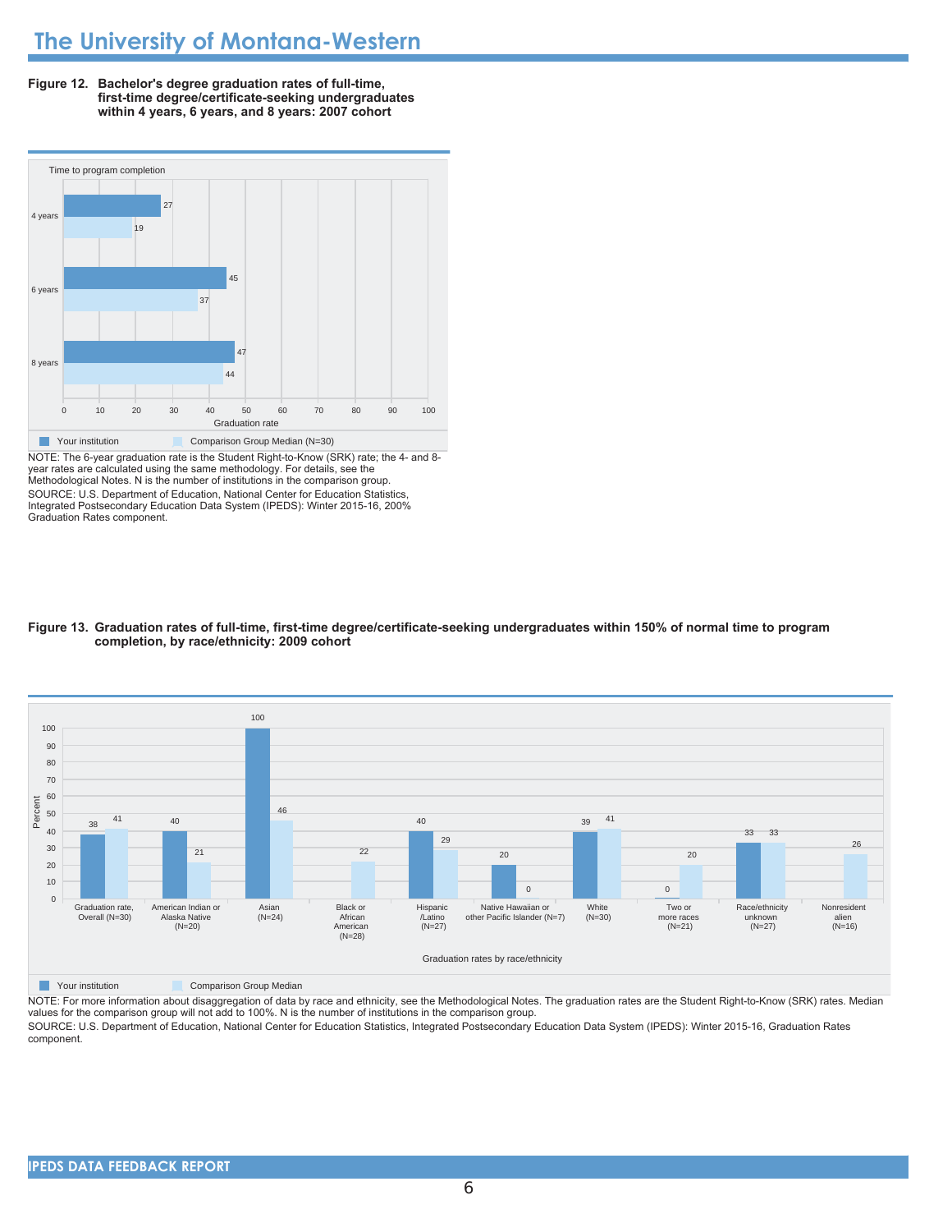# The University of Montana-Western

**Figure 12. Bachelor's degree graduation rates of full-time, first-time degree/certificate-seeking undergraduates within 4 years, 6 years, and 8 years: 2007 cohort**

| Time to program completion | Your institution | Comparison Group Median (N=30) |
|---|---|---|
| 4 years | 27 | 19 |
| 6 years | 45 | 37 |
| 8 years | 47 | 44 |

NOTE: The 6-year graduation rate is the Student Right-to-Know (SRK) rate; the 4- and 8-year rates are calculated using the same methodology. For details, see the Methodological Notes. N is the number of institutions in the comparison group.

SOURCE: U.S. Department of Education, National Center for Education Statistics, Integrated Postsecondary Education Data System (IPEDS): Winter 2015-16, 200% Graduation Rates component.

**Figure 13. Graduation rates of full-time, first-time degree/certificate-seeking undergraduates within 150% of normal time to program completion, by race/ethnicity: 2009 cohort**

| Graduation rates by race/ethnicity | Your institution | Comparison Group Median |
|---|---|---|
| Graduation rate, Overall (N=30) | 38 | 41 |
| American Indian or Alaska Native (N=20) | 40 | 21 |
| Asian (N=24) | 100 | 46 |
| Black or African American (N=28) | | 22 |
| Hispanic /Latino (N=27) | 40 | 29 |
| Native Hawaiian or other Pacific Islander (N=7) | 20 | 0 |
| White (N=30) | 39 | 41 |
| Two or more races (N=21) | 0 | 20 |
| Race/ethnicity unknown (N=27) | 33 | 33 |
| Nonresident alien (N=16) | | 26 |

NOTE: For more information about disaggregation of data by race and ethnicity, see the Methodological Notes. The graduation rates are the Student Right-to-Know (SRK) rates. Median values for the comparison group will not add to 100%. N is the number of institutions in the comparison group.

SOURCE: U.S. Department of Education, National Center for Education Statistics, Integrated Postsecondary Education Data System (IPEDS): Winter 2015-16, Graduation Rates component.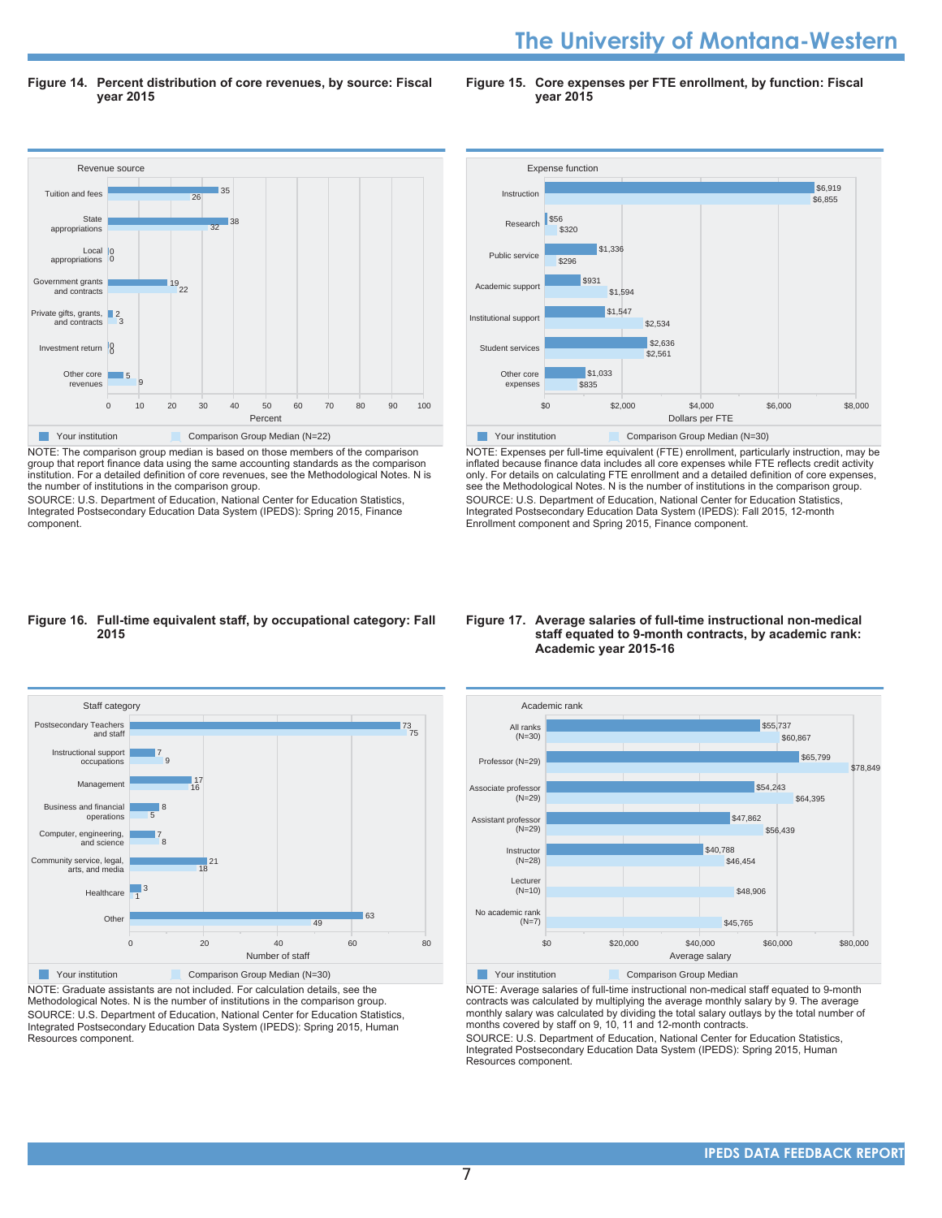## Figure 14. Percent distribution of core revenues, by source: Fiscal year 2015

| Revenue source | Your institution | Comparison Group Median (N=22) |
|---|---|---|
| Tuition and fees | 35 | 26 |
| State appropriations | 38 | 32 |
| Local appropriations | 0 | 0 |
| Government grants and contracts | 19 | 22 |
| Private gifts, grants, and contracts | 2 | 3 |
| Investment return | 0 | 0 |
| Other core revenues | 5 | 9 |

NOTE: The comparison group median is based on those members of the comparison group that report finance data using the same accounting standards as the comparison institution. For a detailed definition of core revenues, see the Methodological Notes. N is the number of institutions in the comparison group.

SOURCE: U.S. Department of Education, National Center for Education Statistics, Integrated Postsecondary Education Data System (IPEDS): Spring 2015, Finance component.

## Figure 15. Core expenses per FTE enrollment, by function: Fiscal year 2015

| Expense function | Your institution | Comparison Group Median (N=30) |
|---|---|---|
| Instruction | $6,919 | $6,855 |
| Research | $56 | $320 |
| Public service | $1,336 | $296 |
| Academic support | $931 | $1,594 |
| Institutional support | $1,547 | $2,534 |
| Student services | $2,636 | $2,561 |
| Other core expenses | $1,033 | $835 |

NOTE: Expenses per full-time equivalent (FTE) enrollment, particularly instruction, may be inflated because finance data includes all core expenses while FTE reflects credit activity only. For details on calculating FTE enrollment and a detailed definition of core expenses, see the Methodological Notes. N is the number of institutions in the comparison group.

SOURCE: U.S. Department of Education, National Center for Education Statistics, Integrated Postsecondary Education Data System (IPEDS): Fall 2015, 12-month Enrollment component and Spring 2015, Finance component.

## Figure 16. Full-time equivalent staff, by occupational category: Fall 2015

| Staff category | Your institution | Comparison Group Median (N=30) |
|---|---|---|
| Postsecondary Teachers and staff | 73 | 75 |
| Instructional support occupations | 7 | 9 |
| Management | 17 | 16 |
| Business and financial operations | 8 | 5 |
| Computer, engineering, and science | 7 | 8 |
| Community service, legal, arts, and media | 21 | 18 |
| Healthcare | 3 | 1 |
| Other | 63 | 49 |

NOTE: Graduate assistants are not included. For calculation details, see the Methodological Notes. N is the number of institutions in the comparison group.

SOURCE: U.S. Department of Education, National Center for Education Statistics, Integrated Postsecondary Education Data System (IPEDS): Spring 2015, Human Resources component.

## Figure 17. Average salaries of full-time instructional non-medical staff equated to 9-month contracts, by academic rank: Academic year 2015-16

| Academic rank | Your institution | Comparison Group Median |
|---|---|---|
| All ranks (N=30) | $55,737 | $60,867 |
| Professor (N=29) | $65,799 | $78,849 |
| Associate professor (N=29) | $54,243 | $64,395 |
| Assistant professor (N=29) | $47,862 | $56,439 |
| Instructor (N=28) | $40,788 | $46,454 |
| Lecturer (N=10) | | $48,906 |
| No academic rank (N=7) | | $45,765 |

NOTE: Average salaries of full-time instructional non-medical staff equated to 9-month contracts was calculated by multiplying the average monthly salary by 9. The average monthly salary was calculated by dividing the total salary outlays by the total number of months covered by staff on 9, 10, 11 and 12-month contracts.

SOURCE: U.S. Department of Education, National Center for Education Statistics, Integrated Postsecondary Education Data System (IPEDS): Spring 2015, Human Resources component.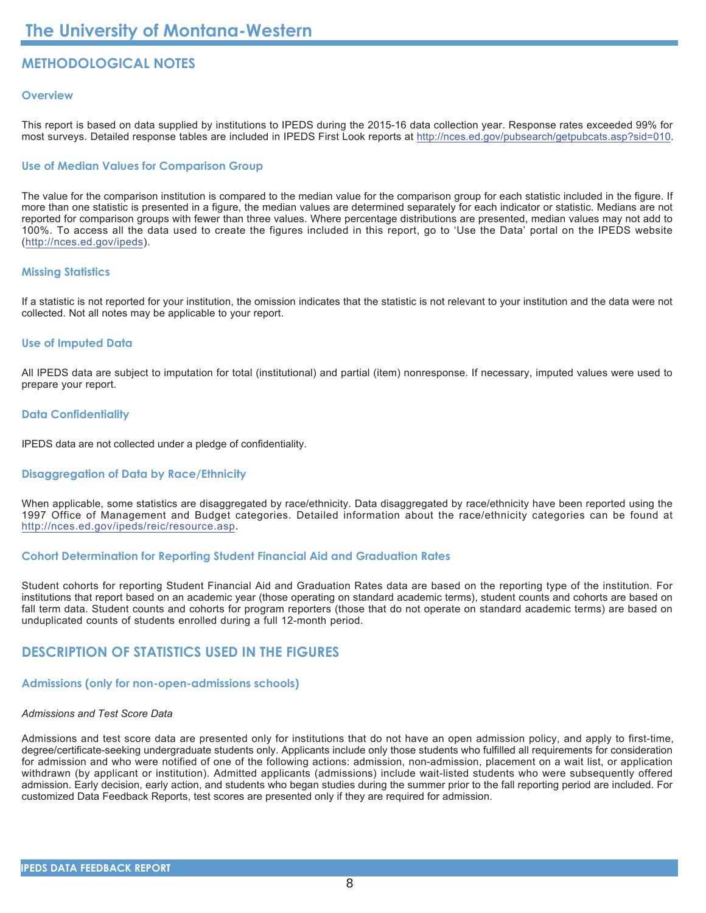# The University of Montana-Western

## METHODOLOGICAL NOTES

### Overview

This report is based on data supplied by institutions to IPEDS during the 2015-16 data collection year. Response rates exceeded 99% for most surveys. Detailed response tables are included in IPEDS First Look reports at http://nces.ed.gov/pubsearch/getpubcats.asp?sid=010.

### Use of Median Values for Comparison Group

The value for the comparison institution is compared to the median value for the comparison group for each statistic included in the figure. If more than one statistic is presented in a figure, the median values are determined separately for each indicator or statistic. Medians are not reported for comparison groups with fewer than three values. Where percentage distributions are presented, median values may not add to 100%. To access all the data used to create the figures included in this report, go to 'Use the Data' portal on the IPEDS website (http://nces.ed.gov/ipeds).

### Missing Statistics

If a statistic is not reported for your institution, the omission indicates that the statistic is not relevant to your institution and the data were not collected. Not all notes may be applicable to your report.

### Use of Imputed Data

All IPEDS data are subject to imputation for total (institutional) and partial (item) nonresponse. If necessary, imputed values were used to prepare your report.

### Data Confidentiality

IPEDS data are not collected under a pledge of confidentiality.

### Disaggregation of Data by Race/Ethnicity

When applicable, some statistics are disaggregated by race/ethnicity. Data disaggregated by race/ethnicity have been reported using the 1997 Office of Management and Budget categories. Detailed information about the race/ethnicity categories can be found at http://nces.ed.gov/ipeds/reic/resource.asp.

### Cohort Determination for Reporting Student Financial Aid and Graduation Rates

Student cohorts for reporting Student Financial Aid and Graduation Rates data are based on the reporting type of the institution. For institutions that report based on an academic year (those operating on standard academic terms), student counts and cohorts are based on fall term data. Student counts and cohorts for program reporters (those that do not operate on standard academic terms) are based on unduplicated counts of students enrolled during a full 12-month period.

## DESCRIPTION OF STATISTICS USED IN THE FIGURES

### Admissions (only for non-open-admissions schools)

*Admissions and Test Score Data*

Admissions and test score data are presented only for institutions that do not have an open admission policy, and apply to first-time, degree/certificate-seeking undergraduate students only. Applicants include only those students who fulfilled all requirements for consideration for admission and who were notified of one of the following actions: admission, non-admission, placement on a wait list, or application withdrawn (by applicant or institution). Admitted applicants (admissions) include wait-listed students who were subsequently offered admission. Early decision, early action, and students who began studies during the summer prior to the fall reporting period are included. For customized Data Feedback Reports, test scores are presented only if they are required for admission.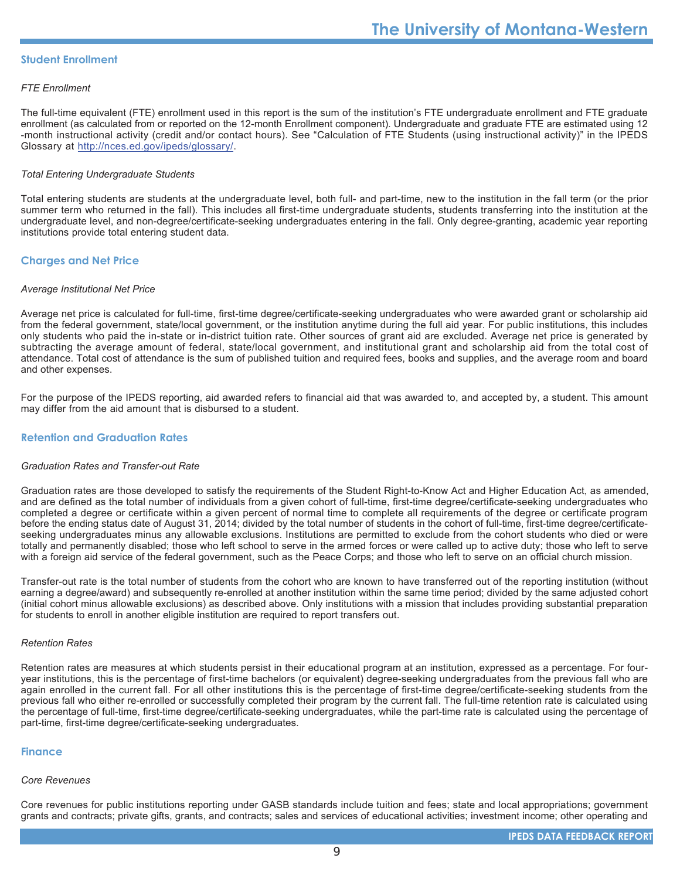## Student Enrollment

### *FTE Enrollment*

The full-time equivalent (FTE) enrollment used in this report is the sum of the institution's FTE undergraduate enrollment and FTE graduate enrollment (as calculated from or reported on the 12-month Enrollment component). Undergraduate and graduate FTE are estimated using 12 -month instructional activity (credit and/or contact hours). See "Calculation of FTE Students (using instructional activity)" in the IPEDS Glossary at http://nces.ed.gov/ipeds/glossary/.

### *Total Entering Undergraduate Students*

Total entering students are students at the undergraduate level, both full- and part-time, new to the institution in the fall term (or the prior summer term who returned in the fall). This includes all first-time undergraduate students, students transferring into the institution at the undergraduate level, and non-degree/certificate-seeking undergraduates entering in the fall. Only degree-granting, academic year reporting institutions provide total entering student data.

## Charges and Net Price

### *Average Institutional Net Price*

Average net price is calculated for full-time, first-time degree/certificate-seeking undergraduates who were awarded grant or scholarship aid from the federal government, state/local government, or the institution anytime during the full aid year. For public institutions, this includes only students who paid the in-state or in-district tuition rate. Other sources of grant aid are excluded. Average net price is generated by subtracting the average amount of federal, state/local government, and institutional grant and scholarship aid from the total cost of attendance. Total cost of attendance is the sum of published tuition and required fees, books and supplies, and the average room and board and other expenses.

For the purpose of the IPEDS reporting, aid awarded refers to financial aid that was awarded to, and accepted by, a student. This amount may differ from the aid amount that is disbursed to a student.

## Retention and Graduation Rates

### *Graduation Rates and Transfer-out Rate*

Graduation rates are those developed to satisfy the requirements of the Student Right-to-Know Act and Higher Education Act, as amended, and are defined as the total number of individuals from a given cohort of full-time, first-time degree/certificate-seeking undergraduates who completed a degree or certificate within a given percent of normal time to complete all requirements of the degree or certificate program before the ending status date of August 31, 2014; divided by the total number of students in the cohort of full-time, first-time degree/certificate-seeking undergraduates minus any allowable exclusions. Institutions are permitted to exclude from the cohort students who died or were totally and permanently disabled; those who left school to serve in the armed forces or were called up to active duty; those who left to serve with a foreign aid service of the federal government, such as the Peace Corps; and those who left to serve on an official church mission.

Transfer-out rate is the total number of students from the cohort who are known to have transferred out of the reporting institution (without earning a degree/award) and subsequently re-enrolled at another institution within the same time period; divided by the same adjusted cohort (initial cohort minus allowable exclusions) as described above. Only institutions with a mission that includes providing substantial preparation for students to enroll in another eligible institution are required to report transfers out.

### *Retention Rates*

Retention rates are measures at which students persist in their educational program at an institution, expressed as a percentage. For four-year institutions, this is the percentage of first-time bachelors (or equivalent) degree-seeking undergraduates from the previous fall who are again enrolled in the current fall. For all other institutions this is the percentage of first-time degree/certificate-seeking students from the previous fall who either re-enrolled or successfully completed their program by the current fall. The full-time retention rate is calculated using the percentage of full-time, first-time degree/certificate-seeking undergraduates, while the part-time rate is calculated using the percentage of part-time, first-time degree/certificate-seeking undergraduates.

## Finance

### *Core Revenues*

Core revenues for public institutions reporting under GASB standards include tuition and fees; state and local appropriations; government grants and contracts; private gifts, grants, and contracts; sales and services of educational activities; investment income; other operating and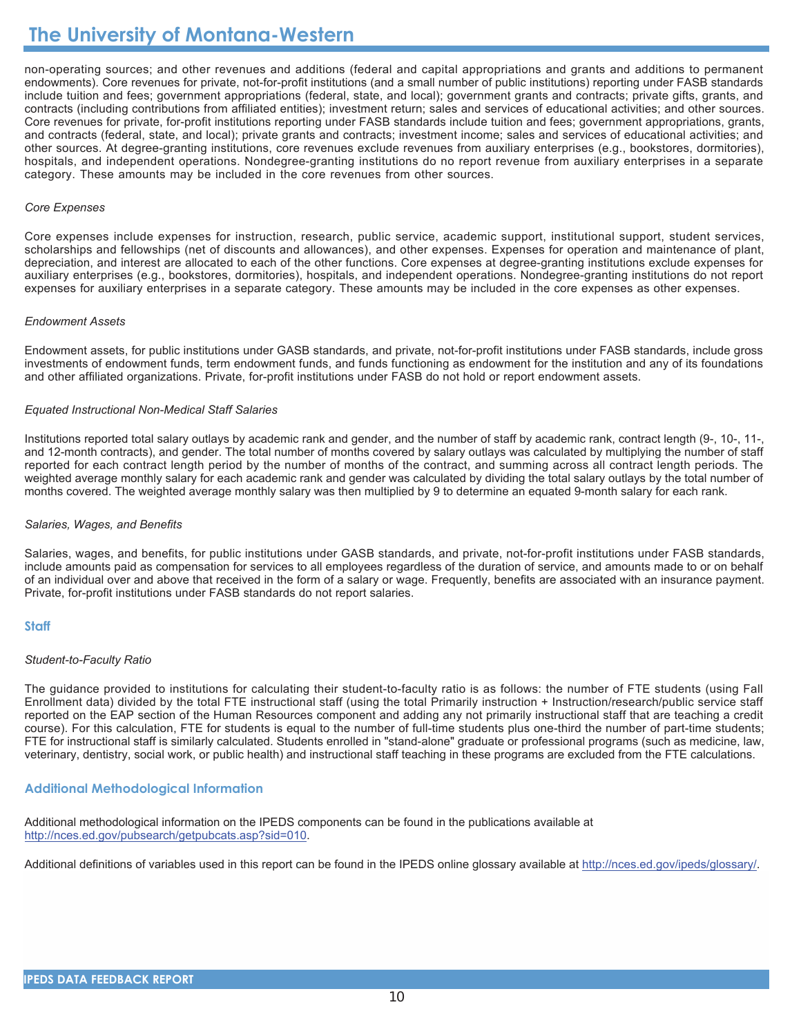non-operating sources; and other revenues and additions (federal and capital appropriations and grants and additions to permanent endowments). Core revenues for private, not-for-profit institutions (and a small number of public institutions) reporting under FASB standards include tuition and fees; government appropriations (federal, state, and local); government grants and contracts; private gifts, grants, and contracts (including contributions from affiliated entities); investment return; sales and services of educational activities; and other sources. Core revenues for private, for-profit institutions reporting under FASB standards include tuition and fees; government appropriations, grants, and contracts (federal, state, and local); private grants and contracts; investment income; sales and services of educational activities; and other sources. At degree-granting institutions, core revenues exclude revenues from auxiliary enterprises (e.g., bookstores, dormitories), hospitals, and independent operations. Nondegree-granting institutions do no report revenue from auxiliary enterprises in a separate category. These amounts may be included in the core revenues from other sources.

*Core Expenses*

Core expenses include expenses for instruction, research, public service, academic support, institutional support, student services, scholarships and fellowships (net of discounts and allowances), and other expenses. Expenses for operation and maintenance of plant, depreciation, and interest are allocated to each of the other functions. Core expenses at degree-granting institutions exclude expenses for auxiliary enterprises (e.g., bookstores, dormitories), hospitals, and independent operations. Nondegree-granting institutions do not report expenses for auxiliary enterprises in a separate category. These amounts may be included in the core expenses as other expenses.

*Endowment Assets*

Endowment assets, for public institutions under GASB standards, and private, not-for-profit institutions under FASB standards, include gross investments of endowment funds, term endowment funds, and funds functioning as endowment for the institution and any of its foundations and other affiliated organizations. Private, for-profit institutions under FASB do not hold or report endowment assets.

*Equated Instructional Non-Medical Staff Salaries*

Institutions reported total salary outlays by academic rank and gender, and the number of staff by academic rank, contract length (9-, 10-, 11-, and 12-month contracts), and gender. The total number of months covered by salary outlays was calculated by multiplying the number of staff reported for each contract length period by the number of months of the contract, and summing across all contract length periods. The weighted average monthly salary for each academic rank and gender was calculated by dividing the total salary outlays by the total number of months covered. The weighted average monthly salary was then multiplied by 9 to determine an equated 9-month salary for each rank.

*Salaries, Wages, and Benefits*

Salaries, wages, and benefits, for public institutions under GASB standards, and private, not-for-profit institutions under FASB standards, include amounts paid as compensation for services to all employees regardless of the duration of service, and amounts made to or on behalf of an individual over and above that received in the form of a salary or wage. Frequently, benefits are associated with an insurance payment. Private, for-profit institutions under FASB standards do not report salaries.

## Staff

*Student-to-Faculty Ratio*

The guidance provided to institutions for calculating their student-to-faculty ratio is as follows: the number of FTE students (using Fall Enrollment data) divided by the total FTE instructional staff (using the total Primarily instruction + Instruction/research/public service staff reported on the EAP section of the Human Resources component and adding any not primarily instructional staff that are teaching a credit course). For this calculation, FTE for students is equal to the number of full-time students plus one-third the number of part-time students; FTE for instructional staff is similarly calculated. Students enrolled in "stand-alone" graduate or professional programs (such as medicine, law, veterinary, dentistry, social work, or public health) and instructional staff teaching in these programs are excluded from the FTE calculations.

## Additional Methodological Information

Additional methodological information on the IPEDS components can be found in the publications available at http://nces.ed.gov/pubsearch/getpubcats.asp?sid=010.

Additional definitions of variables used in this report can be found in the IPEDS online glossary available at http://nces.ed.gov/ipeds/glossary/.